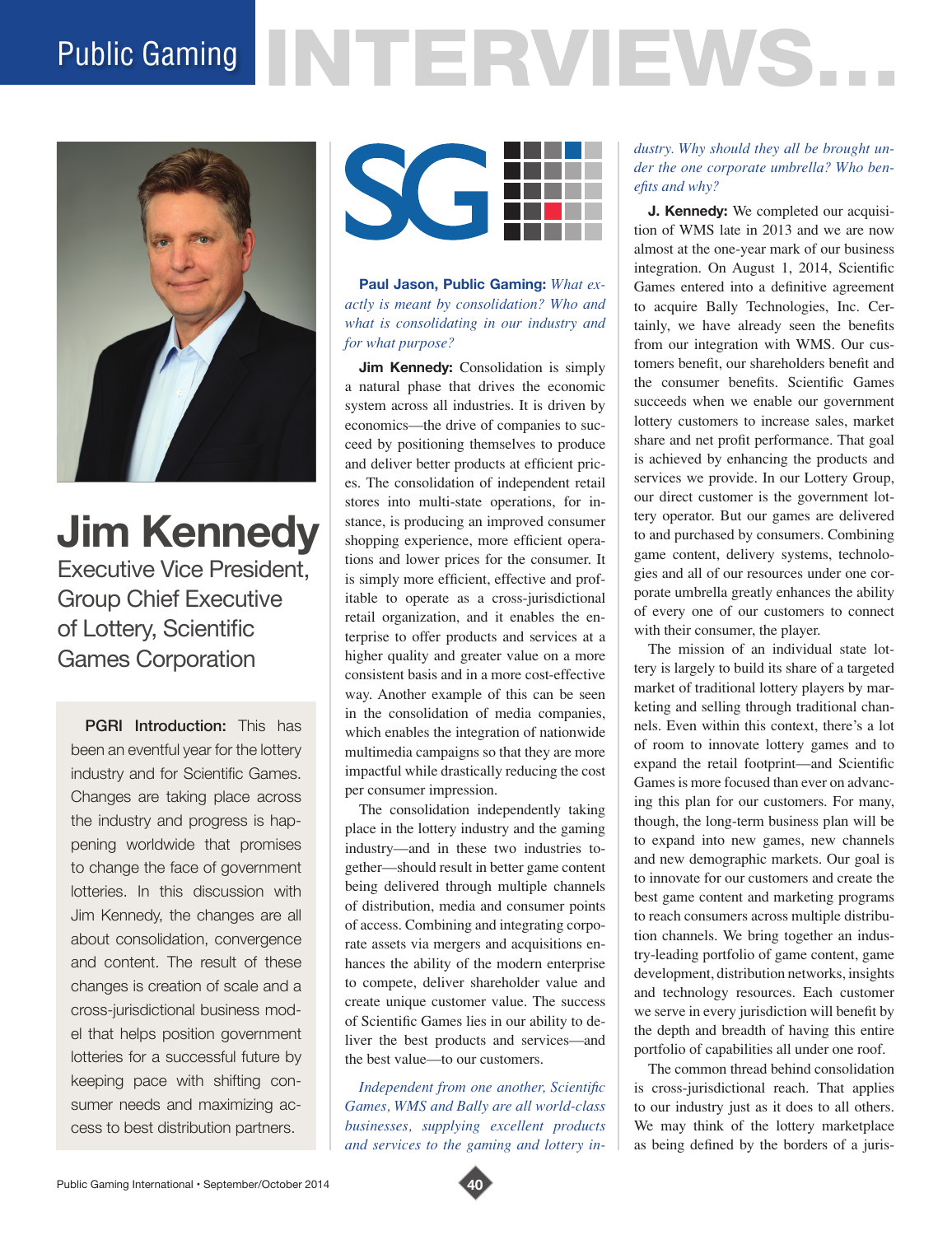# Public Gaming INTERVIEWS...

## Jim Kennedy

Executive Vice President, Group Chief Executive of Lottery, Scientific Games Corporation

**PGRI Introduction:** This has been an eventful year for the lottery industry and for Scientific Games. Changes are taking place across the industry and progress is happening worldwide that promises to change the face of government lotteries. In this discussion with Jim Kennedy, the changes are all about consolidation, convergence and content. The result of these changes is creation of scale and a cross-jurisdictional business model that helps position government lotteries for a successful future by keeping pace with shifting consumer needs and maximizing access to best distribution partners.

**Paul Jason, Public Gaming:** *What exactly is meant by consolidation? Who and what is consolidating in our industry and for what purpose?*

**Jim Kennedy:** Consolidation is simply a natural phase that drives the economic system across all industries. It is driven by economics—the drive of companies to succeed by positioning themselves to produce and deliver better products at efficient prices. The consolidation of independent retail stores into multi-state operations, for instance, is producing an improved consumer shopping experience, more efficient operations and lower prices for the consumer. It is simply more efficient, effective and profitable to operate as a cross-jurisdictional retail organization, and it enables the enterprise to offer products and services at a higher quality and greater value on a more consistent basis and in a more cost-effective way. Another example of this can be seen in the consolidation of media companies, which enables the integration of nationwide multimedia campaigns so that they are more impactful while drastically reducing the cost per consumer impression.

The consolidation independently taking place in the lottery industry and the gaming industry—and in these two industries together—should result in better game content being delivered through multiple channels of distribution, media and consumer points of access. Combining and integrating corporate assets via mergers and acquisitions enhances the ability of the modern enterprise to compete, deliver shareholder value and create unique customer value. The success of Scientific Games lies in our ability to deliver the best products and services—and the best value—to our customers.

*Independent from one another, Scientific Games, WMS and Bally are all world-class businesses, supplying excellent products and services to the gaming and lottery industry. Why should they all be brought under the one corporate umbrella? Who benefits and why?*

**J. Kennedy:** We completed our acquisition of WMS late in 2013 and we are now almost at the one-year mark of our business integration. On August 1, 2014, Scientific Games entered into a definitive agreement to acquire Bally Technologies, Inc. Certainly, we have already seen the benefits from our integration with WMS. Our customers benefit, our shareholders benefit and the consumer benefits. Scientific Games succeeds when we enable our government lottery customers to increase sales, market share and net profit performance. That goal is achieved by enhancing the products and services we provide. In our Lottery Group, our direct customer is the government lottery operator. But our games are delivered to and purchased by consumers. Combining game content, delivery systems, technologies and all of our resources under one corporate umbrella greatly enhances the ability of every one of our customers to connect with their consumer, the player.

The mission of an individual state lottery is largely to build its share of a targeted market of traditional lottery players by marketing and selling through traditional channels. Even within this context, there's a lot of room to innovate lottery games and to expand the retail footprint—and Scientific Games is more focused than ever on advancing this plan for our customers. For many, though, the long-term business plan will be to expand into new games, new channels and new demographic markets. Our goal is to innovate for our customers and create the best game content and marketing programs to reach consumers across multiple distribution channels. We bring together an industry-leading portfolio of game content, game development, distribution networks, insights and technology resources. Each customer we serve in every jurisdiction will benefit by the depth and breadth of having this entire portfolio of capabilities all under one roof.

The common thread behind consolidation is cross-jurisdictional reach. That applies to our industry just as it does to all others. We may think of the lottery marketplace as being defined by the borders of a juris-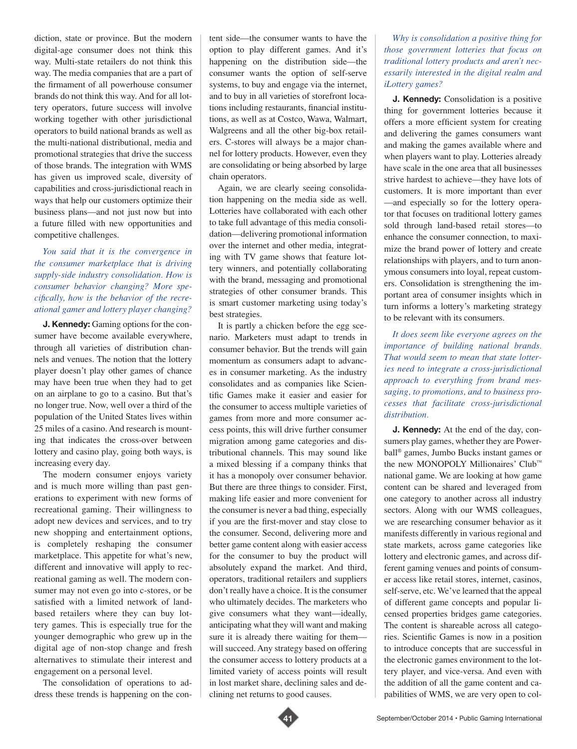diction, state or province. But the modern digital-age consumer does not think this way. Multi-state retailers do not think this way. The media companies that are a part of the firmament of all powerhouse consumer brands do not think this way. And for all lottery operators, future success will involve working together with other jurisdictional operators to build national brands as well as the multi-national distributional, media and promotional strategies that drive the success of those brands. The integration with WMS has given us improved scale, diversity of capabilities and cross-jurisdictional reach in ways that help our customers optimize their business plans—and not just now but into a future filled with new opportunities and competitive challenges.

*You said that it is the convergence in the consumer marketplace that is driving supply-side industry consolidation. How is consumer behavior changing? More specifically, how is the behavior of the recreational gamer and lottery player changing?*

**J. Kennedy:** Gaming options for the consumer have become available everywhere, through all varieties of distribution channels and venues. The notion that the lottery player doesn't play other games of chance may have been true when they had to get on an airplane to go to a casino. But that's no longer true. Now, well over a third of the population of the United States lives within 25 miles of a casino. And research is mounting that indicates the cross-over between lottery and casino play, going both ways, is increasing every day.

The modern consumer enjoys variety and is much more willing than past generations to experiment with new forms of recreational gaming. Their willingness to adopt new devices and services, and to try new shopping and entertainment options, is completely reshaping the consumer marketplace. This appetite for what's new, different and innovative will apply to recreational gaming as well. The modern consumer may not even go into c-stores, or be satisfied with a limited network of land-based retailers where they can buy lottery games. This is especially true for the younger demographic who grew up in the digital age of non-stop change and fresh alternatives to stimulate their interest and engagement on a personal level.

The consolidation of operations to address these trends is happening on the content side—the consumer wants to have the option to play different games. And it's happening on the distribution side—the consumer wants the option of self-serve systems, to buy and engage via the internet, and to buy in all varieties of storefront locations including restaurants, financial institutions, as well as at Costco, Wawa, Walmart, Walgreens and all the other big-box retailers. C-stores will always be a major channel for lottery products. However, even they are consolidating or being absorbed by large chain operators.

Again, we are clearly seeing consolidation happening on the media side as well. Lotteries have collaborated with each other to take full advantage of this media consolidation—delivering promotional information over the internet and other media, integrating with TV game shows that feature lottery winners, and potentially collaborating with the brand, messaging and promotional strategies of other consumer brands. This is smart customer marketing using today's best strategies.

It is partly a chicken before the egg scenario. Marketers must adapt to trends in consumer behavior. But the trends will gain momentum as consumers adapt to advances in consumer marketing. As the industry consolidates and as companies like Scientific Games make it easier and easier for the consumer to access multiple varieties of games from more and more consumer access points, this will drive further consumer migration among game categories and distributional channels. This may sound like a mixed blessing if a company thinks that it has a monopoly over consumer behavior. But there are three things to consider. First, making life easier and more convenient for the consumer is never a bad thing, especially if you are the first-mover and stay close to the consumer. Second, delivering more and better game content along with easier access for the consumer to buy the product will absolutely expand the market. And third, operators, traditional retailers and suppliers don't really have a choice. It is the consumer who ultimately decides. The marketers who give consumers what they want—ideally, anticipating what they will want and making sure it is already there waiting for them—will succeed. Any strategy based on offering the consumer access to lottery products at a limited variety of access points will result in lost market share, declining sales and declining net returns to good causes.

*Why is consolidation a positive thing for those government lotteries that focus on traditional lottery products and aren't necessarily interested in the digital realm and iLottery games?*

**J. Kennedy:** Consolidation is a positive thing for government lotteries because it offers a more efficient system for creating and delivering the games consumers want and making the games available where and when players want to play. Lotteries already have scale in the one area that all businesses strive hardest to achieve—they have lots of customers. It is more important than ever—and especially so for the lottery operator that focuses on traditional lottery games sold through land-based retail stores—to enhance the consumer connection, to maximize the brand power of lottery and create relationships with players, and to turn anonymous consumers into loyal, repeat customers. Consolidation is strengthening the important area of consumer insights which in turn informs a lottery's marketing strategy to be relevant with its consumers.

*It does seem like everyone agrees on the importance of building national brands. That would seem to mean that state lotteries need to integrate a cross-jurisdictional approach to everything from brand messaging, to promotions, and to business processes that facilitate cross-jurisdictional distribution.*

**J. Kennedy:** At the end of the day, consumers play games, whether they are Powerball® games, Jumbo Bucks instant games or the new MONOPOLY Millionaires' Club™ national game. We are looking at how game content can be shared and leveraged from one category to another across all industry sectors. Along with our WMS colleagues, we are researching consumer behavior as it manifests differently in various regional and state markets, across game categories like lottery and electronic games, and across different gaming venues and points of consumer access like retail stores, internet, casinos, self-serve, etc. We've learned that the appeal of different game concepts and popular licensed properties bridges game categories. The content is shareable across all categories. Scientific Games is now in a position to introduce concepts that are successful in the electronic games environment to the lottery player, and vice-versa. And even with the addition of all the game content and capabilities of WMS, we are very open to col-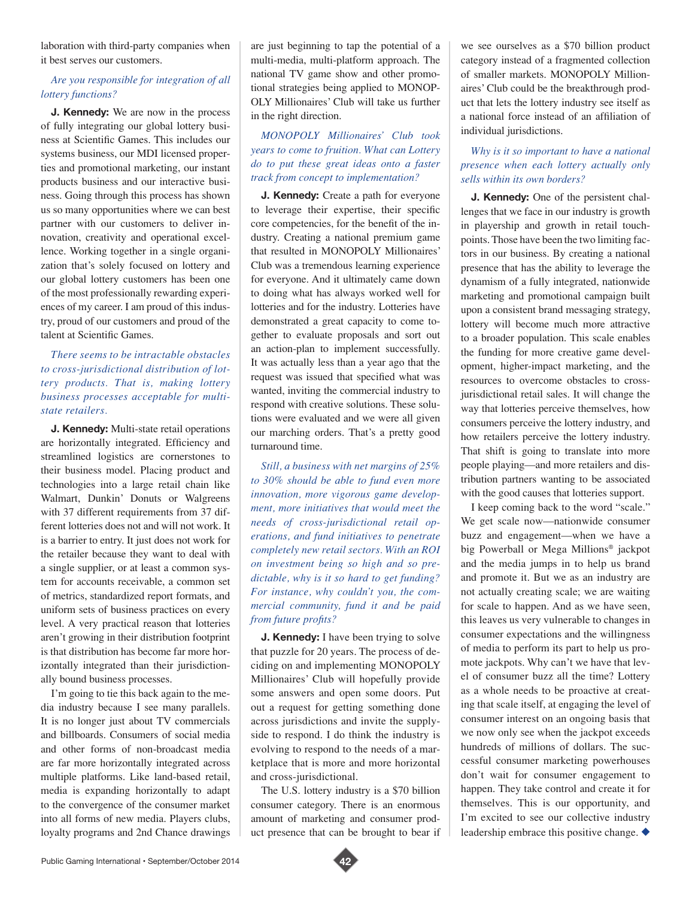laboration with third-party companies when it best serves our customers.

*Are you responsible for integration of all lottery functions?*

**J. Kennedy:** We are now in the process of fully integrating our global lottery business at Scientific Games. This includes our systems business, our MDI licensed properties and promotional marketing, our instant products business and our interactive business. Going through this process has shown us so many opportunities where we can best partner with our customers to deliver innovation, creativity and operational excellence. Working together in a single organization that's solely focused on lottery and our global lottery customers has been one of the most professionally rewarding experiences of my career. I am proud of this industry, proud of our customers and proud of the talent at Scientific Games.

*There seems to be intractable obstacles to cross-jurisdictional distribution of lottery products. That is, making lottery business processes acceptable for multi-state retailers.*

**J. Kennedy:** Multi-state retail operations are horizontally integrated. Efficiency and streamlined logistics are cornerstones to their business model. Placing product and technologies into a large retail chain like Walmart, Dunkin' Donuts or Walgreens with 37 different requirements from 37 different lotteries does not and will not work. It is a barrier to entry. It just does not work for the retailer because they want to deal with a single supplier, or at least a common system for accounts receivable, a common set of metrics, standardized report formats, and uniform sets of business practices on every level. A very practical reason that lotteries aren't growing in their distribution footprint is that distribution has become far more horizontally integrated than their jurisdictionally bound business processes.

I'm going to tie this back again to the media industry because I see many parallels. It is no longer just about TV commercials and billboards. Consumers of social media and other forms of non-broadcast media are far more horizontally integrated across multiple platforms. Like land-based retail, media is expanding horizontally to adapt to the convergence of the consumer market into all forms of new media. Players clubs, loyalty programs and 2nd Chance drawings are just beginning to tap the potential of a multi-media, multi-platform approach. The national TV game show and other promotional strategies being applied to MONOPOLY Millionaires' Club will take us further in the right direction.

*MONOPOLY Millionaires' Club took years to come to fruition. What can Lottery do to put these great ideas onto a faster track from concept to implementation?*

**J. Kennedy:** Create a path for everyone to leverage their expertise, their specific core competencies, for the benefit of the industry. Creating a national premium game that resulted in MONOPOLY Millionaires' Club was a tremendous learning experience for everyone. And it ultimately came down to doing what has always worked well for lotteries and for the industry. Lotteries have demonstrated a great capacity to come together to evaluate proposals and sort out an action-plan to implement successfully. It was actually less than a year ago that the request was issued that specified what was wanted, inviting the commercial industry to respond with creative solutions. These solutions were evaluated and we were all given our marching orders. That's a pretty good turnaround time.

*Still, a business with net margins of 25% to 30% should be able to fund even more innovation, more vigorous game development, more initiatives that would meet the needs of cross-jurisdictional retail operations, and fund initiatives to penetrate completely new retail sectors. With an ROI on investment being so high and so predictable, why is it so hard to get funding? For instance, why couldn't you, the commercial community, fund it and be paid from future profits?*

**J. Kennedy:** I have been trying to solve that puzzle for 20 years. The process of deciding on and implementing MONOPOLY Millionaires' Club will hopefully provide some answers and open some doors. Put out a request for getting something done across jurisdictions and invite the supply-side to respond. I do think the industry is evolving to respond to the needs of a marketplace that is more and more horizontal and cross-jurisdictional.

The U.S. lottery industry is a $70 billion consumer category. There is an enormous amount of marketing and consumer product presence that can be brought to bear if we see ourselves as a $70 billion product category instead of a fragmented collection of smaller markets. MONOPOLY Millionaires' Club could be the breakthrough product that lets the lottery industry see itself as a national force instead of an affiliation of individual jurisdictions.

*Why is it so important to have a national presence when each lottery actually only sells within its own borders?*

**J. Kennedy:** One of the persistent challenges that we face in our industry is growth in playership and growth in retail touchpoints. Those have been the two limiting factors in our business. By creating a national presence that has the ability to leverage the dynamism of a fully integrated, nationwide marketing and promotional campaign built upon a consistent brand messaging strategy, lottery will become much more attractive to a broader population. This scale enables the funding for more creative game development, higher-impact marketing, and the resources to overcome obstacles to cross-jurisdictional retail sales. It will change the way that lotteries perceive themselves, how consumers perceive the lottery industry, and how retailers perceive the lottery industry. That shift is going to translate into more people playing—and more retailers and distribution partners wanting to be associated with the good causes that lotteries support.

I keep coming back to the word "scale." We get scale now—nationwide consumer buzz and engagement—when we have a big Powerball or Mega Millions® jackpot and the media jumps in to help us brand and promote it. But we as an industry are not actually creating scale; we are waiting for scale to happen. And as we have seen, this leaves us very vulnerable to changes in consumer expectations and the willingness of media to perform its part to help us promote jackpots. Why can't we have that level of consumer buzz all the time? Lottery as a whole needs to be proactive at creating that scale itself, at engaging the level of consumer interest on an ongoing basis that we now only see when the jackpot exceeds hundreds of millions of dollars. The successful consumer marketing powerhouses don't wait for consumer engagement to happen. They take control and create it for themselves. This is our opportunity, and I'm excited to see our collective industry leadership embrace this positive change. ◆